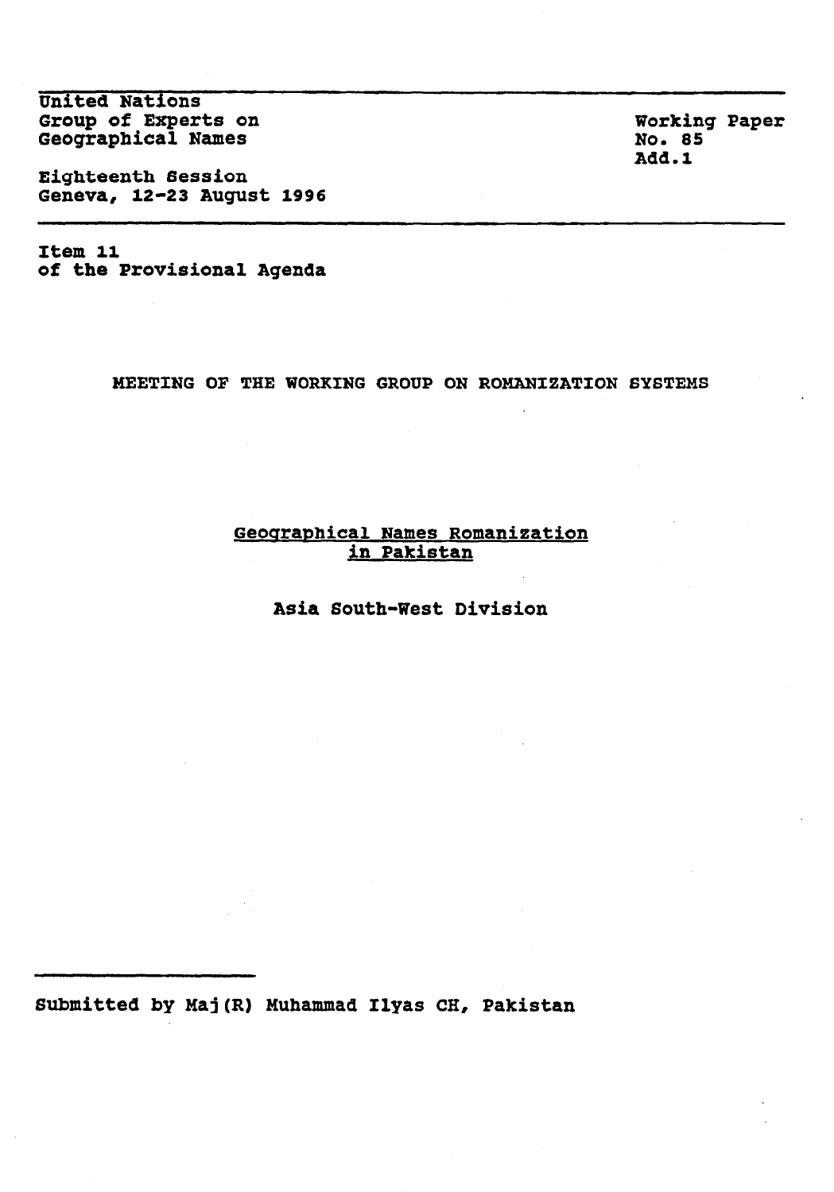United Nations
Group of Experts on
Geographical Names

Eighteenth Session
Geneva, 12-23 August 1996

Working Paper
No. 85
Add.1

Item 11
of the Provisional Agenda

MEETING OF THE WORKING GROUP ON ROMANIZATION SYSTEMS

## Geographical Names Romanization in Pakistan

**Asia South-West Division**

Submitted by Maj(R) Muhammad Ilyas CH, Pakistan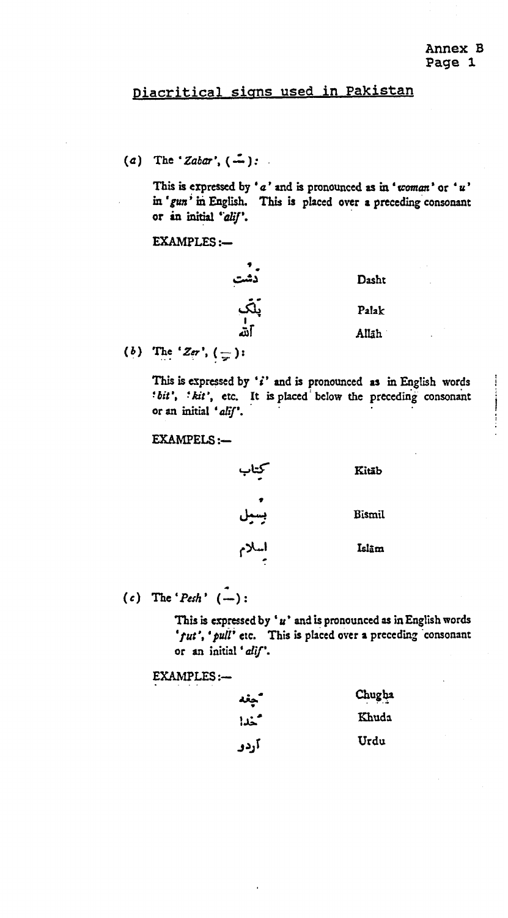Annex B

## Diacritical signs used in Pakistan

(*a*) The '*Zabar*', ( َ ):

This is expressed by '*a*' and is pronounced as in '*woman*' or '*u*' in '*gun*' in English. This is placed over a preceding consonant or an initial '*alif*'.

EXAMPLES :—

| | |
|---|---|
| دَشت | Dasht |
| پَلَک | Palak |
| اَللہ | Allāh |

(*b*) The '*Zer*', ( ِ ):

This is expressed by '*i*' and is pronounced as in English words '*bit*', '*kit*', etc. It is placed below the preceding consonant or an initial '*alif*'.

EXAMPELS :—

| | |
|---|---|
| کِتاب | Kitāb |
| بِسمِل | Bismil |
| اِسلام | Islām |

(*c*) The '*Pesh*' ( ُ ):

This is expressed by '*u*' and is pronounced as in English words '*put*', '*pull*' etc. This is placed over a preceding consonant or an initial '*alif*'.

EXAMPLES :—

| | |
|---|---|
| چُغہ | Chugha |
| خُدا | Khuda |
| اُردو | Urdu |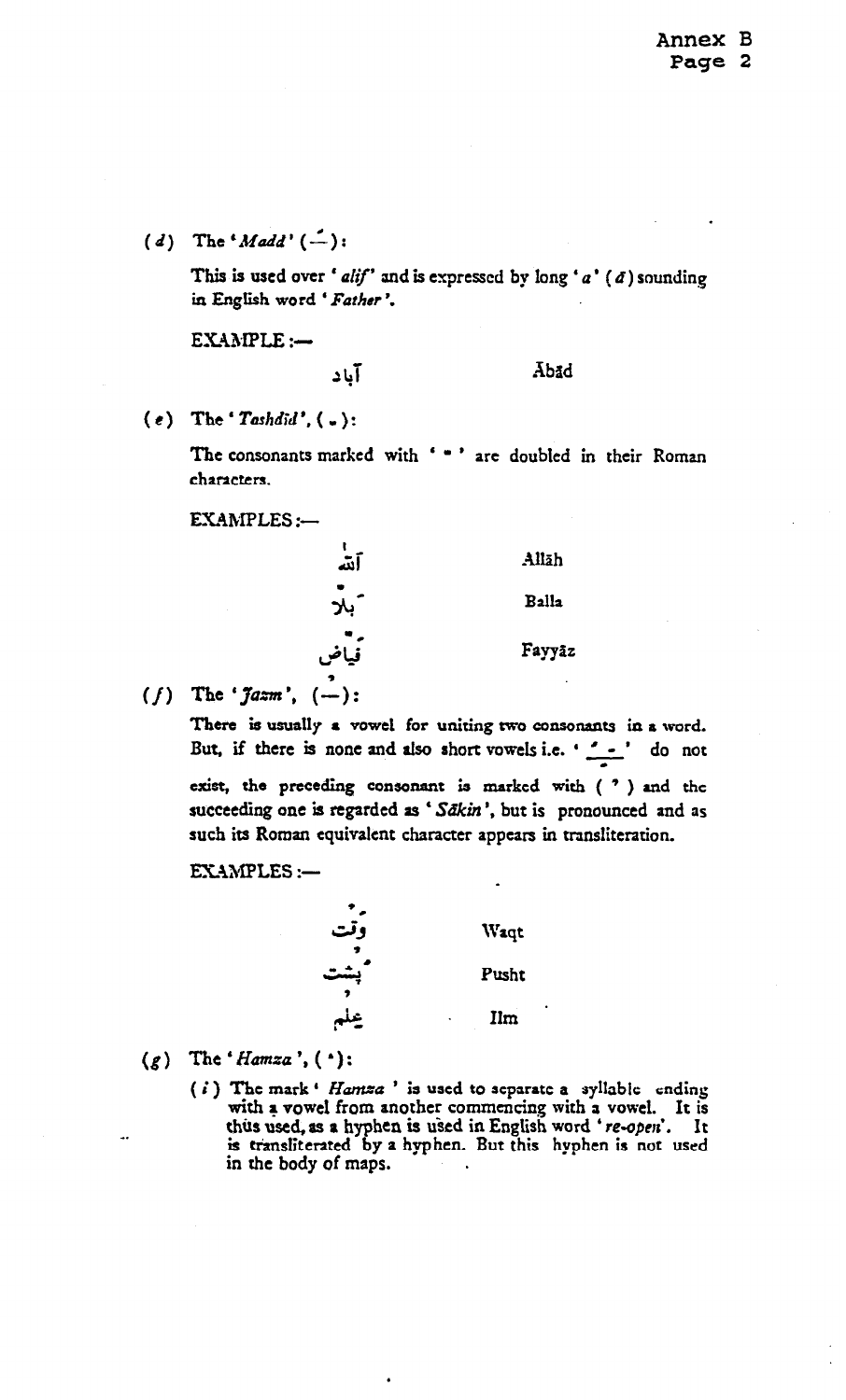(*d*) The '*Madd*' (ــٓ):

This is used over '*alif*' and is expressed by long '*a*' (*ā*) sounding in English word '*Father*'.

EXAMPLE :—

| | |
|---|---|
| آباد | Ābād |

(*e*) The '*Tashdid*', (ــّ):

The consonants marked with 'ّ' are doubled in their Roman characters.

EXAMPLES :—

| | |
|---|---|
| اَللّٰہ | Allāh |
| بلّا | Balla |
| فیّاض | Fayyāz |

(*f*) The '*Jazm*', (ــْ):

There is usually a vowel for uniting two consonants in a word. But, if there is none and also short vowels i.e. 'ــَ ــِ ــُ' do not exist, the preceding consonant is marked with (ْ) and the succeeding one is regarded as '*Sākin*', but is pronounced and as such its Roman equivalent character appears in transliteration.

EXAMPLES :—

| | |
|---|---|
| وقْت | Waqt |
| پُشْت | Pusht |
| عِلْم | Ilm |

(*g*) The '*Hamza*', (ٔ):

(*i*) The mark '*Hamza*' is used to separate a syllable ending with a vowel from another commencing with a vowel. It is thus used, as a hyphen is used in English word '*re-open*'. It is transliterated by a hyphen. But this hyphen is not used in the body of maps.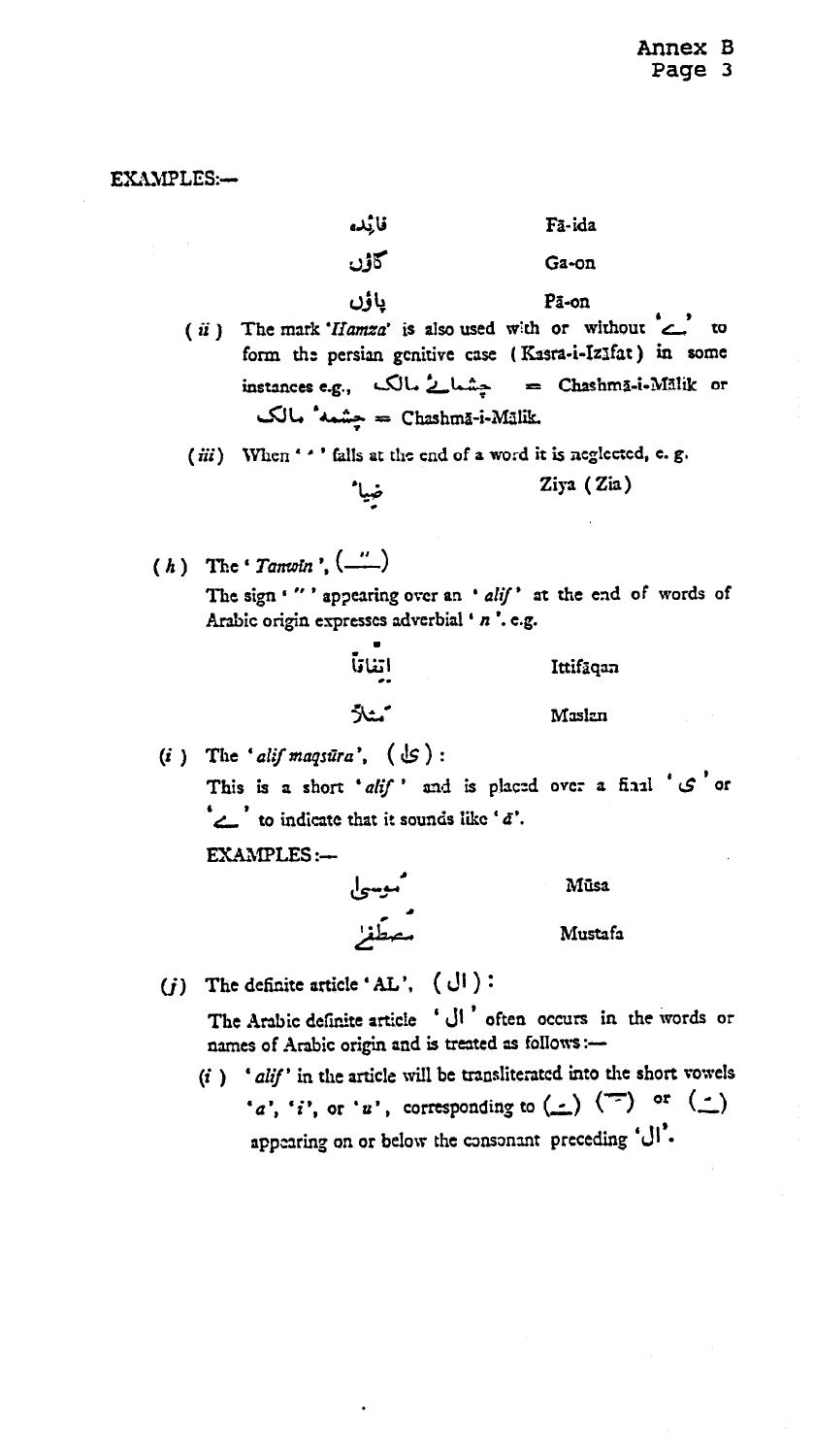EXAMPLES:—

| | |
|---|---|
| فائدہ | Fā-ida |
| گاؤں | Ga-on |
| پاؤں | Pā-on |

(*ii*) The mark '*Hamza*' is also used with or without 'ے' to form the persian genitive case (Kasra-i-Izāfat) in some instances e.g., چشمائے مالک = Chashmā-i-Mālik or چشمۂ مالک = Chashmā-i-Mālik.

(*iii*) When 'ٔ' falls at the end of a word it is neglected, e. g.

| | |
|---|---|
| ضیاء | Ziya (Zia) |

(*h*) The '*Tanwin*', (ـً)

The sign 'ً' appearing over an '*alif*' at the end of words of Arabic origin expresses adverbial '*n*'. e.g.

| | |
|---|---|
| اتفاقاً | Ittifāqan |
| مثلاً | Maslan |

(*i*) The '*alif maqsūra*', (ىٰ) :

This is a short '*alif*' and is placed over a final 'ی' or 'ے' to indicate that it sounds like 'ā'.

EXAMPLES:—

| | |
|---|---|
| موسیٰ | Mūsa |
| مصطفےٰ | Mustafa |

(*j*) The definite article 'AL', (ال) :

The Arabic definite article 'ال' often occurs in the words or names of Arabic origin and is treated as follows:—

(*i*) '*alif*' in the article will be transliterated into the short vowels '*a*', '*i*', or '*u*', corresponding to (ـَ) (ـِ) or (ـُ) appearing on or below the consonant preceding 'ال'.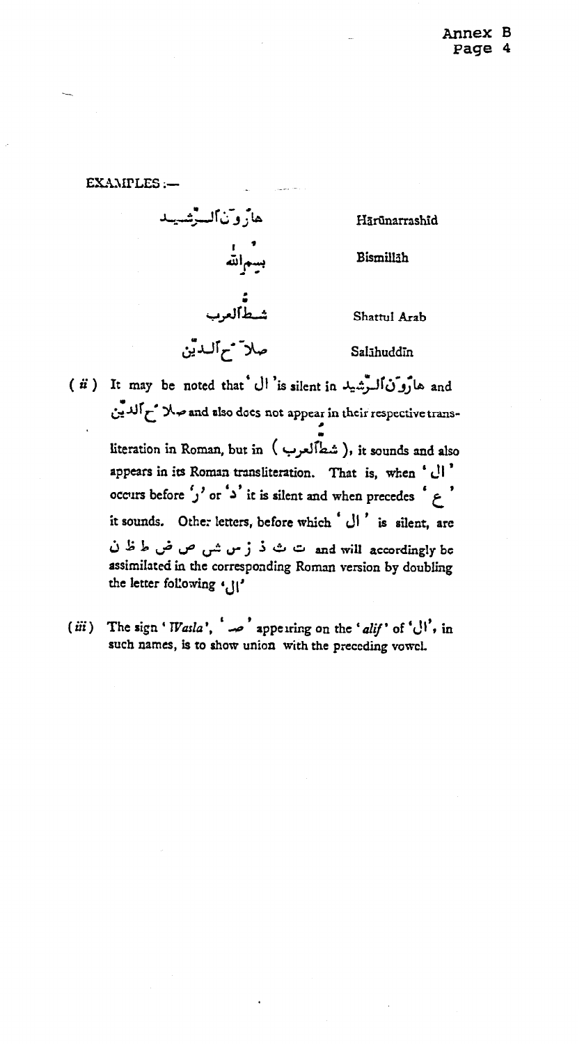EXAMPLES :—

| | |
|---|---|
| هارُونَ ٱلرَّشِيد | Hārūnarrashīd |
| بِسمِ ٱللّٰه | Bismillāh |
| شطّ ٱلعرب | Shattul Arab |
| صلاحُ ٱلدّين | Salāhuddīn |

( *ii* ) It may be noted that ' ال ' is silent in هارُونَ ٱلرَّشِيد and صلاحُ ٱلدّين and also does not appear in their respective transliteration in Roman, but in ( شطّ ٱلعرب ), it sounds and also appears in its Roman transliteration. That is, when ' ال ' occurs before ' ر ' or ' د ' it is silent and when precedes ' ع ' it sounds. Other letters, before which ' ال ' is silent, are ت ث ذ ز س ش ص ض ط ظ ن and will accordingly be assimilated in the corresponding Roman version by doubling the letter following ' ال '

( *iii* ) The sign ' *Wasla* ', ' ٱ ' appearing on the ' *alif* ' of ' ال ', in such names, is to show union with the preceding vowel.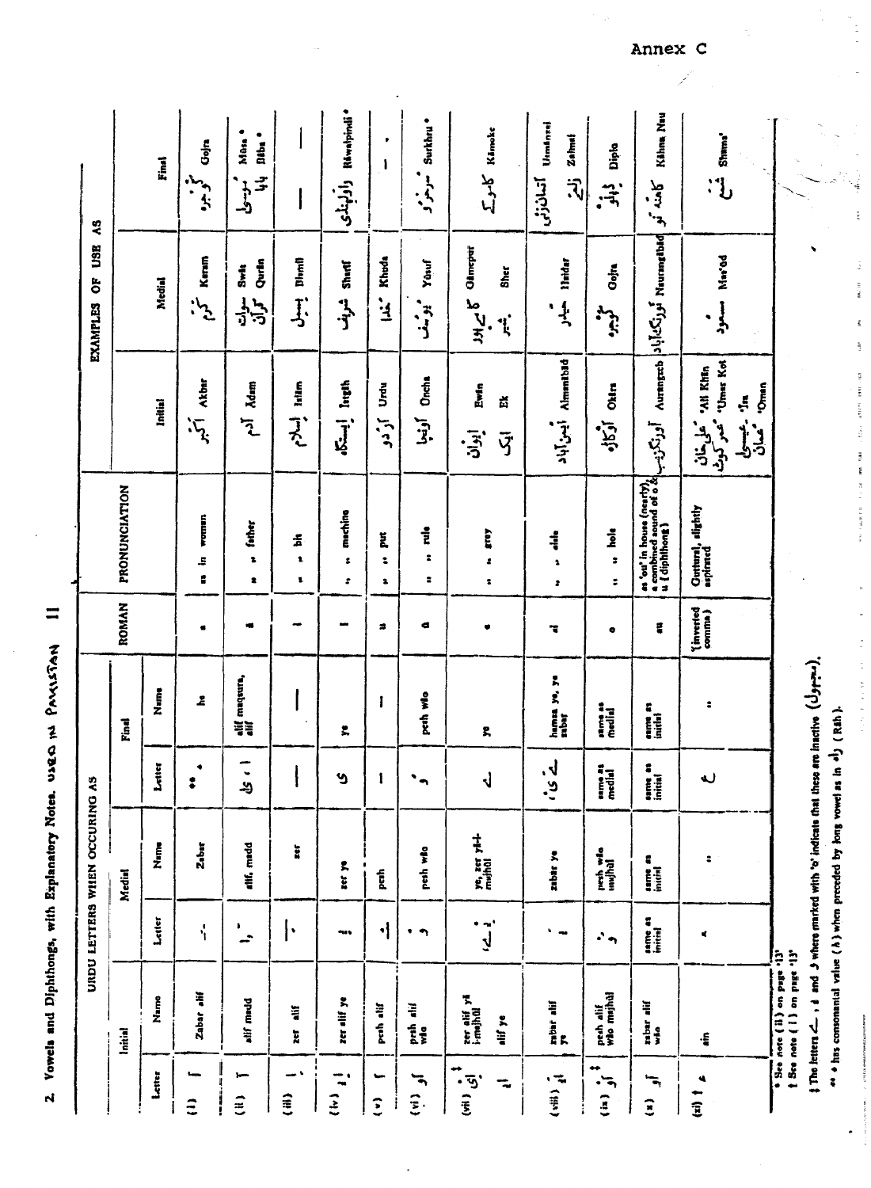Annex C

## 2. Vowels and Diphthongs, with Explanatory Notes. USED IN PAKISTAN

| URDU LETTERS WHEN OCCURING AS | | | | | | | ROMAN | PRONUNCIATION | EXAMPLES OF USE AS | | |
|---|---|---|---|---|---|---|---|---|---|---|---|
| Initial | | Medial | | Final | | | | | | | |
| Letter | Name | Letter | Name | Letter | Name | | | | Initial | Medial | Final |
| (i) اَ | Zabar alif | ـَ | Zabar | ـَہ ، ـَہ | he | | a | as in woman | اَکبَر Akbar | کَرم Karam | گُوجرہ Gojra |
| (ii) آ | alif madd | ـا ، ـٰ | alif, madd | ـا ، ـیٰ | alif maqsura, alif | | ā | " " father | آدم Ādam | سوات Swāt / قرآن Qurān | موسیٰ Mūsā * / بابا Bābā * |
| (iii) اِ | zer alif | ـِ | zer | — | — | | i | " " bit | اِسلام Islām | دِیپل Dīmil | — |
| (iv) اِی | zer alif ye | ـِیـ | zer ye | ی | ye | | ī | " " machine | اِیستگاہ Istgāh | شریف Sharīf | راولپنڈی Rāwalpindī * |
| (v) اُ | pesh alif | ـُ | pesh | — | — | | u | " " put | اُردو Urdu | خُدا Khudā | — * |
| (vi) اُو | pesh alif wāo | ـُو | pesh wāo | ـُو | pesh wāo | | ū | " " rule | اُونچا Ūnchā | یُوسُف Yūsuf | سُرخرُو Surkhrū * |
| (vii) اِیٔ / اے | zer alif yā-i-majhūl / alif ye | ـیـ ، ـے | ye, zer yā-i-majhūl | ـے | ye | | e | " " grey | اِیران Ērān / ایک Ek | گامےپور Gāmepur / شیر Sher | کامُوکے Kāmoke |
| (viii) اَی | zabar alif ye | ـَیـ | zabar ye | ـَے ، ـَی | hamza ye, ye zabar | | ai | " " aisle | اَیمن آباد Aimanābād | حَیدر Haidar | اُتمان زئی Utmānzai / زَلَئی Zalmai |
| (ix) اَو | pesh alif wāo majhūl | ـو | pesh wāo majhūl | same as medial | same as medial | | o | " " hole | اوکاڑہ Okāra | گوجرہ Gojra | ڈپلو Diplo |
| (x) اَو | zabar alif wāo | same as initial | same as initial | same as initial | same as initial | | au | as 'ou' in house (nearly), a combined sound of o & u (diphthong) | اورنگزیب Aurangzeb | نورنگ آباد Naurangābād | کاہنہ نو Kāhna Nau |
| (xi) † ع | ain | ـعـ | " | ـع | " | | ' (inverted comma) | Guttural, slightly aspirated | علی خان 'Alī Khān / عمر کوٹ 'Umar Kot / عیسیٰ 'Īsa / عمان 'Omān | مسعود Mas'ūd | شمع Sham' |

\* See note (ii) on page '13'

† See note (i) on page '13'

‡ The letters ے ، ی and و where marked with 'o' indicate that these are inactive (مجہول).

\*\* ہ has consonantal value (h) when preceded by long vowel as in راہ (Rāh).